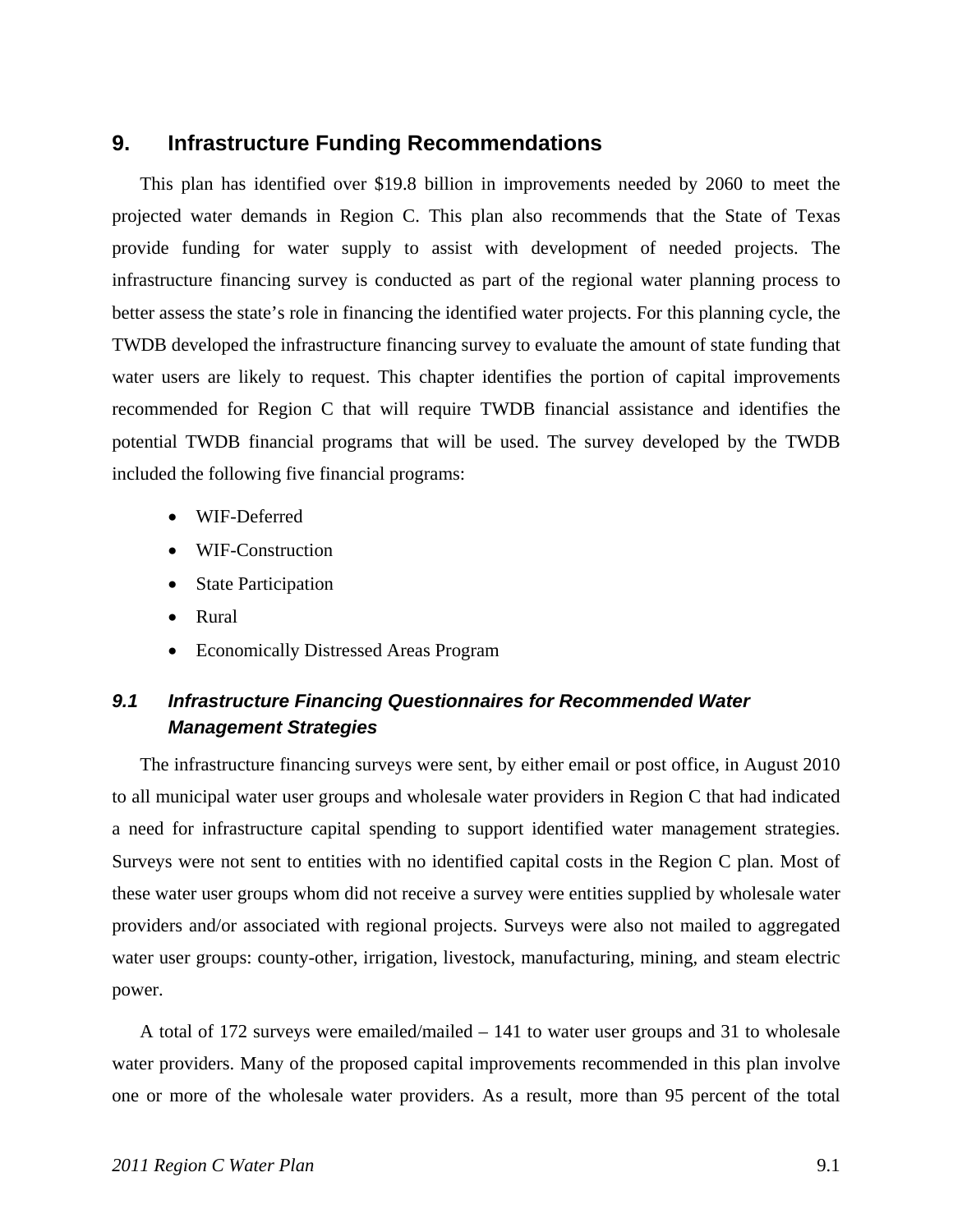# 9. Infrastructure Funding Recommendations

This plan has identified over $19.8 billion in improvements needed by 2060 to meet the projected water demands in Region C. This plan also recommends that the State of Texas provide funding for water supply to assist with development of needed projects. The infrastructure financing survey is conducted as part of the regional water planning process to better assess the state's role in financing the identified water projects. For this planning cycle, the TWDB developed the infrastructure financing survey to evaluate the amount of state funding that water users are likely to request. This chapter identifies the portion of capital improvements recommended for Region C that will require TWDB financial assistance and identifies the potential TWDB financial programs that will be used. The survey developed by the TWDB included the following five financial programs:

- WIF-Deferred
- WIF-Construction
- State Participation
- Rural
- Economically Distressed Areas Program

## *9.1 Infrastructure Financing Questionnaires for Recommended Water Management Strategies*

The infrastructure financing surveys were sent, by either email or post office, in August 2010 to all municipal water user groups and wholesale water providers in Region C that had indicated a need for infrastructure capital spending to support identified water management strategies. Surveys were not sent to entities with no identified capital costs in the Region C plan. Most of these water user groups whom did not receive a survey were entities supplied by wholesale water providers and/or associated with regional projects. Surveys were also not mailed to aggregated water user groups: county-other, irrigation, livestock, manufacturing, mining, and steam electric power.

A total of 172 surveys were emailed/mailed – 141 to water user groups and 31 to wholesale water providers. Many of the proposed capital improvements recommended in this plan involve one or more of the wholesale water providers. As a result, more than 95 percent of the total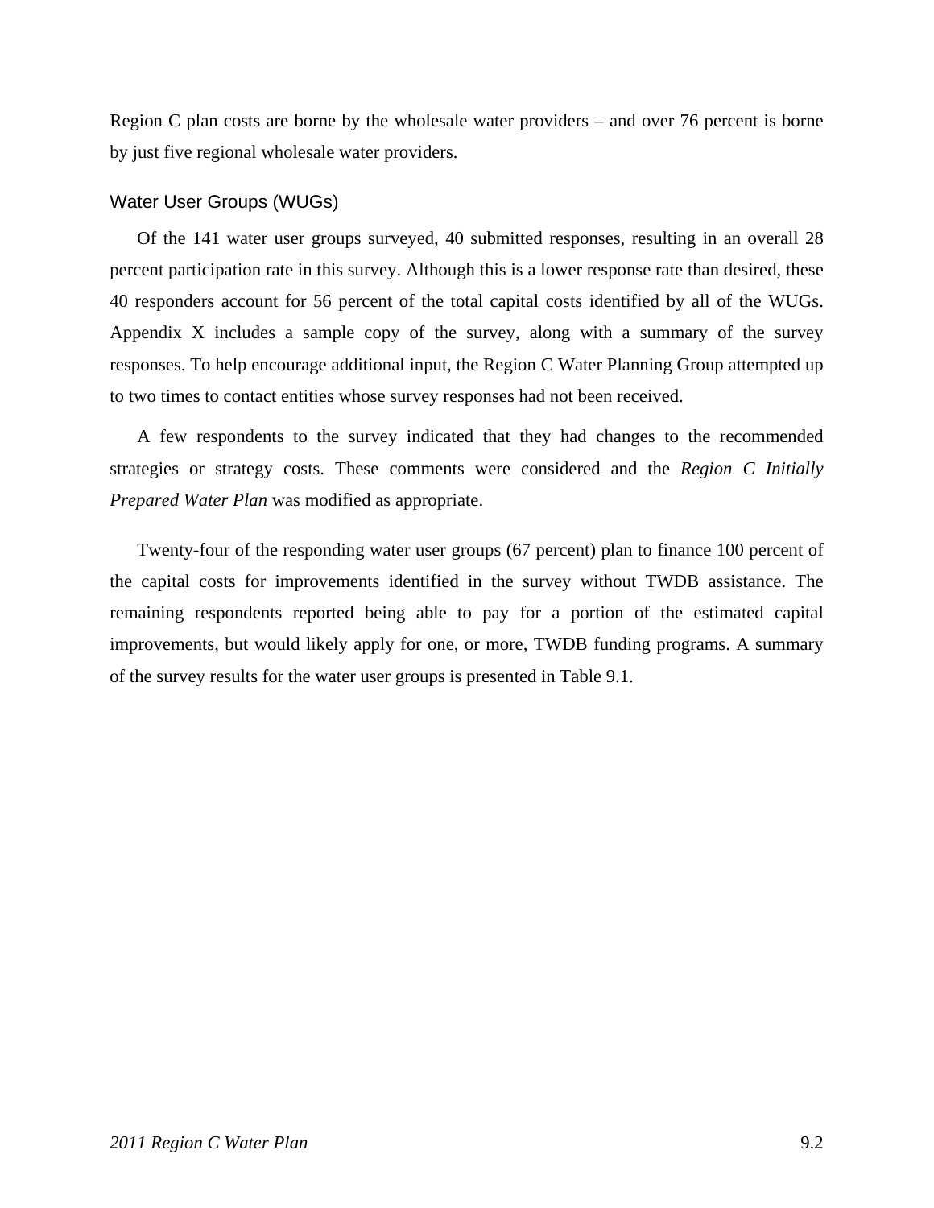Region C plan costs are borne by the wholesale water providers – and over 76 percent is borne by just five regional wholesale water providers.

### Water User Groups (WUGs)

Of the 141 water user groups surveyed, 40 submitted responses, resulting in an overall 28 percent participation rate in this survey. Although this is a lower response rate than desired, these 40 responders account for 56 percent of the total capital costs identified by all of the WUGs. Appendix X includes a sample copy of the survey, along with a summary of the survey responses. To help encourage additional input, the Region C Water Planning Group attempted up to two times to contact entities whose survey responses had not been received.

A few respondents to the survey indicated that they had changes to the recommended strategies or strategy costs. These comments were considered and the *Region C Initially Prepared Water Plan* was modified as appropriate.

Twenty-four of the responding water user groups (67 percent) plan to finance 100 percent of the capital costs for improvements identified in the survey without TWDB assistance. The remaining respondents reported being able to pay for a portion of the estimated capital improvements, but would likely apply for one, or more, TWDB funding programs. A summary of the survey results for the water user groups is presented in Table 9.1.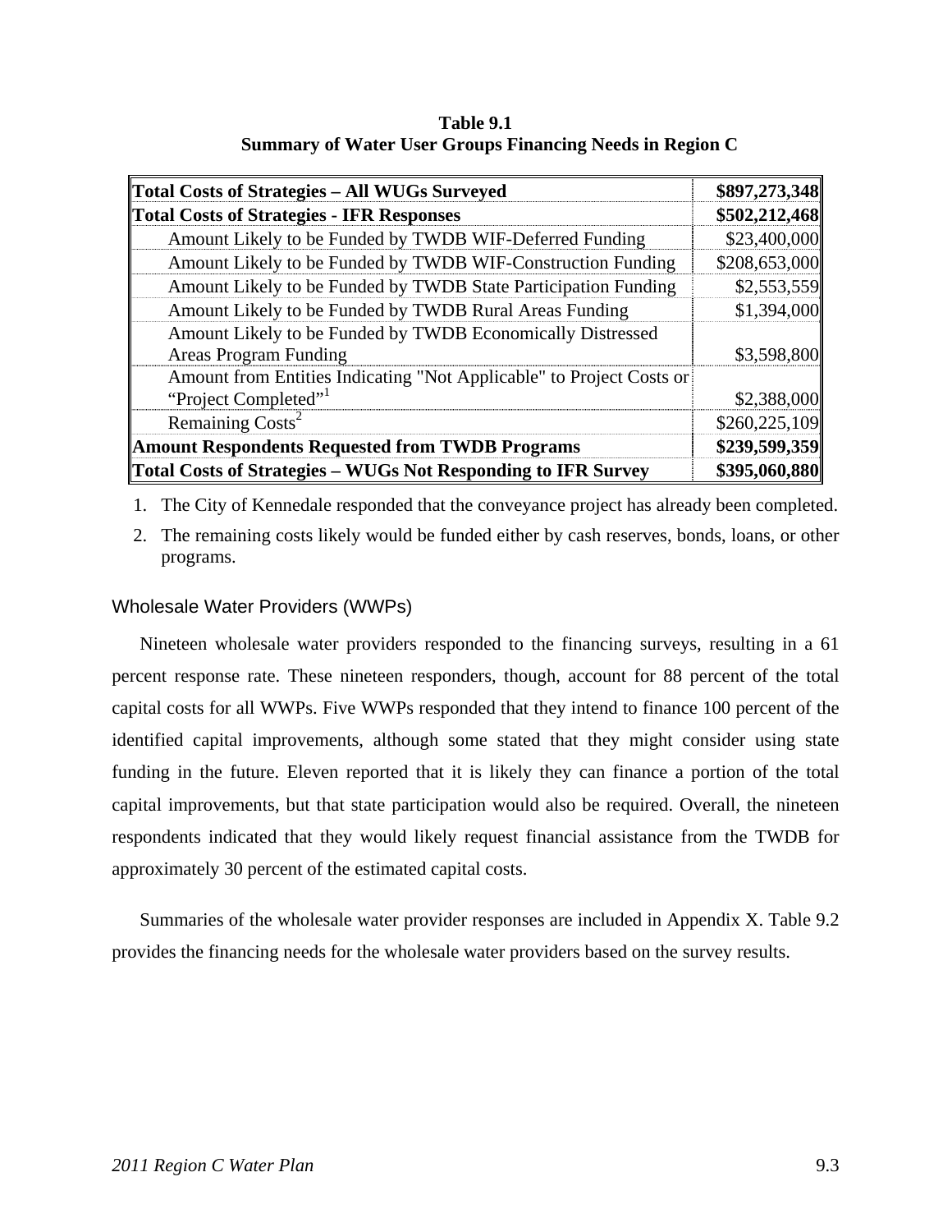**Table 9.1**
**Summary of Water User Groups Financing Needs in Region C**

| | |
|---|---|
| **Total Costs of Strategies – All WUGs Surveyed** | **$897,273,348** |
| **Total Costs of Strategies - IFR Responses** | **$502,212,468** |
| Amount Likely to be Funded by TWDB WIF-Deferred Funding | $23,400,000 |
| Amount Likely to be Funded by TWDB WIF-Construction Funding | $208,653,000 |
| Amount Likely to be Funded by TWDB State Participation Funding | $2,553,559 |
| Amount Likely to be Funded by TWDB Rural Areas Funding | $1,394,000 |
| Amount Likely to be Funded by TWDB Economically Distressed Areas Program Funding | $3,598,800 |
| Amount from Entities Indicating "Not Applicable" to Project Costs or "Project Completed"[1] | $2,388,000 |
| Remaining Costs[2] | $260,225,109 |
| **Amount Respondents Requested from TWDB Programs** | **$239,599,359** |
| **Total Costs of Strategies – WUGs Not Responding to IFR Survey** | **$395,060,880** |

1. The City of Kennedale responded that the conveyance project has already been completed.
2. The remaining costs likely would be funded either by cash reserves, bonds, loans, or other programs.

## Wholesale Water Providers (WWPs)

Nineteen wholesale water providers responded to the financing surveys, resulting in a 61 percent response rate. These nineteen responders, though, account for 88 percent of the total capital costs for all WWPs. Five WWPs responded that they intend to finance 100 percent of the identified capital improvements, although some stated that they might consider using state funding in the future. Eleven reported that it is likely they can finance a portion of the total capital improvements, but that state participation would also be required. Overall, the nineteen respondents indicated that they would likely request financial assistance from the TWDB for approximately 30 percent of the estimated capital costs.

Summaries of the wholesale water provider responses are included in Appendix X. Table 9.2 provides the financing needs for the wholesale water providers based on the survey results.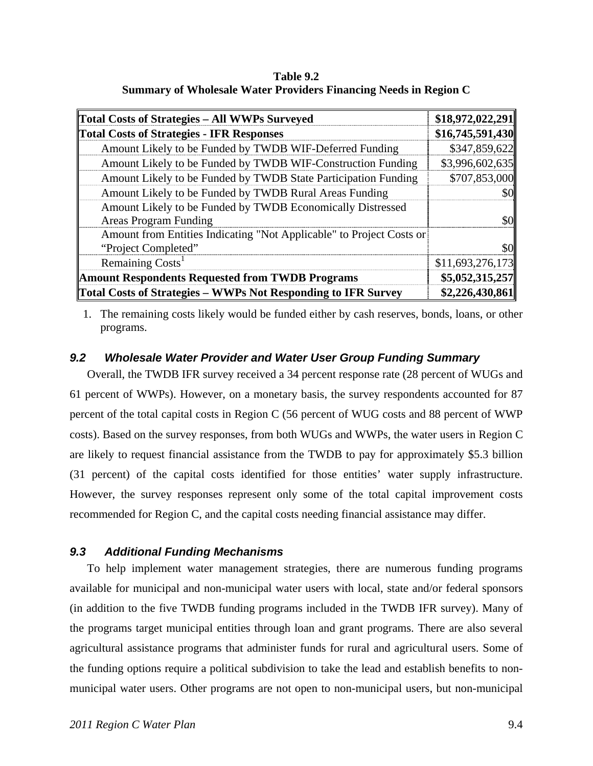**Table 9.2**
**Summary of Wholesale Water Providers Financing Needs in Region C**

| | |
|---|---|
| **Total Costs of Strategies – All WWPs Surveyed** | **$18,972,022,291** |
| **Total Costs of Strategies - IFR Responses** | **$16,745,591,430** |
| Amount Likely to be Funded by TWDB WIF-Deferred Funding | $347,859,622 |
| Amount Likely to be Funded by TWDB WIF-Construction Funding | $3,996,602,635 |
| Amount Likely to be Funded by TWDB State Participation Funding | $707,853,000 |
| Amount Likely to be Funded by TWDB Rural Areas Funding | $0 |
| Amount Likely to be Funded by TWDB Economically Distressed Areas Program Funding | $0 |
| Amount from Entities Indicating "Not Applicable" to Project Costs or "Project Completed" | $0 |
| Remaining Costs[1] | $11,693,276,173 |
| **Amount Respondents Requested from TWDB Programs** | **$5,052,315,257** |
| **Total Costs of Strategies – WWPs Not Responding to IFR Survey** | **$2,226,430,861** |

1. The remaining costs likely would be funded either by cash reserves, bonds, loans, or other programs.

### *9.2 Wholesale Water Provider and Water User Group Funding Summary*

Overall, the TWDB IFR survey received a 34 percent response rate (28 percent of WUGs and 61 percent of WWPs). However, on a monetary basis, the survey respondents accounted for 87 percent of the total capital costs in Region C (56 percent of WUG costs and 88 percent of WWP costs). Based on the survey responses, from both WUGs and WWPs, the water users in Region C are likely to request financial assistance from the TWDB to pay for approximately $5.3 billion (31 percent) of the capital costs identified for those entities' water supply infrastructure. However, the survey responses represent only some of the total capital improvement costs recommended for Region C, and the capital costs needing financial assistance may differ.

### *9.3 Additional Funding Mechanisms*

To help implement water management strategies, there are numerous funding programs available for municipal and non-municipal water users with local, state and/or federal sponsors (in addition to the five TWDB funding programs included in the TWDB IFR survey). Many of the programs target municipal entities through loan and grant programs. There are also several agricultural assistance programs that administer funds for rural and agricultural users. Some of the funding options require a political subdivision to take the lead and establish benefits to non-municipal water users. Other programs are not open to non-municipal users, but non-municipal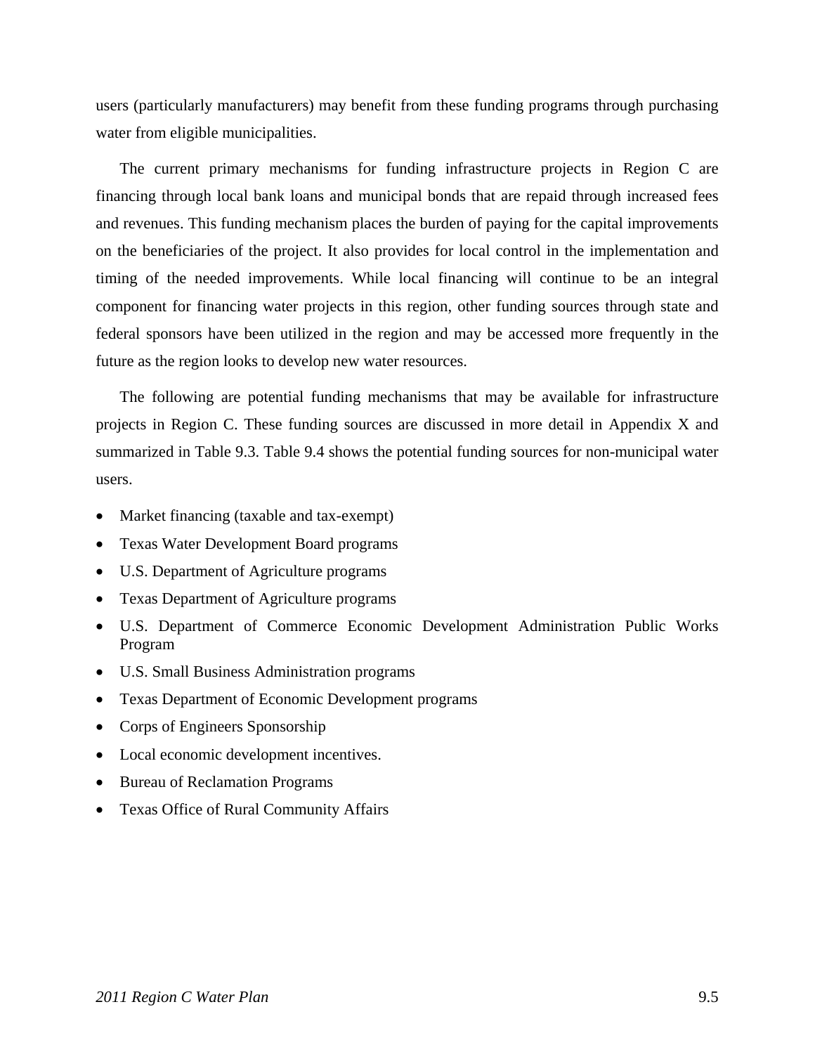users (particularly manufacturers) may benefit from these funding programs through purchasing water from eligible municipalities.

The current primary mechanisms for funding infrastructure projects in Region C are financing through local bank loans and municipal bonds that are repaid through increased fees and revenues. This funding mechanism places the burden of paying for the capital improvements on the beneficiaries of the project. It also provides for local control in the implementation and timing of the needed improvements. While local financing will continue to be an integral component for financing water projects in this region, other funding sources through state and federal sponsors have been utilized in the region and may be accessed more frequently in the future as the region looks to develop new water resources.

The following are potential funding mechanisms that may be available for infrastructure projects in Region C. These funding sources are discussed in more detail in Appendix X and summarized in Table 9.3. Table 9.4 shows the potential funding sources for non-municipal water users.

- Market financing (taxable and tax-exempt)
- Texas Water Development Board programs
- U.S. Department of Agriculture programs
- Texas Department of Agriculture programs
- U.S. Department of Commerce Economic Development Administration Public Works Program
- U.S. Small Business Administration programs
- Texas Department of Economic Development programs
- Corps of Engineers Sponsorship
- Local economic development incentives.
- Bureau of Reclamation Programs
- Texas Office of Rural Community Affairs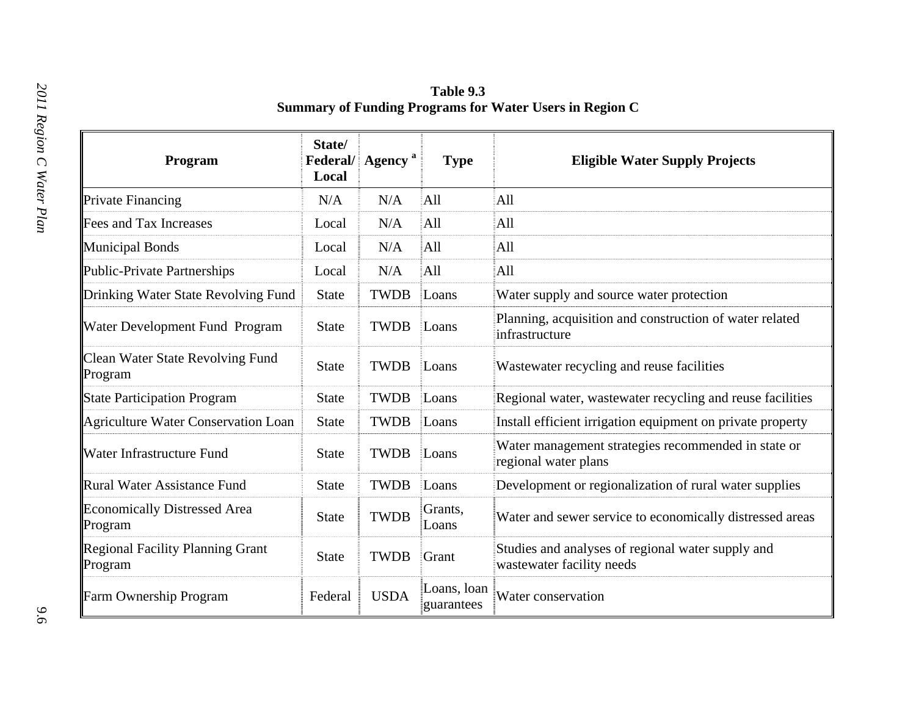**Table 9.3**
**Summary of Funding Programs for Water Users in Region C**

| Program | State/ Federal/ Local | Agency [a] | Type | Eligible Water Supply Projects |
|---|---|---|---|---|
| Private Financing | N/A | N/A | All | All |
| Fees and Tax Increases | Local | N/A | All | All |
| Municipal Bonds | Local | N/A | All | All |
| Public-Private Partnerships | Local | N/A | All | All |
| Drinking Water State Revolving Fund | State | TWDB | Loans | Water supply and source water protection |
| Water Development Fund Program | State | TWDB | Loans | Planning, acquisition and construction of water related infrastructure |
| Clean Water State Revolving Fund Program | State | TWDB | Loans | Wastewater recycling and reuse facilities |
| State Participation Program | State | TWDB | Loans | Regional water, wastewater recycling and reuse facilities |
| Agriculture Water Conservation Loan | State | TWDB | Loans | Install efficient irrigation equipment on private property |
| Water Infrastructure Fund | State | TWDB | Loans | Water management strategies recommended in state or regional water plans |
| Rural Water Assistance Fund | State | TWDB | Loans | Development or regionalization of rural water supplies |
| Economically Distressed Area Program | State | TWDB | Grants, Loans | Water and sewer service to economically distressed areas |
| Regional Facility Planning Grant Program | State | TWDB | Grant | Studies and analyses of regional water supply and wastewater facility needs |
| Farm Ownership Program | Federal | USDA | Loans, loan guarantees | Water conservation |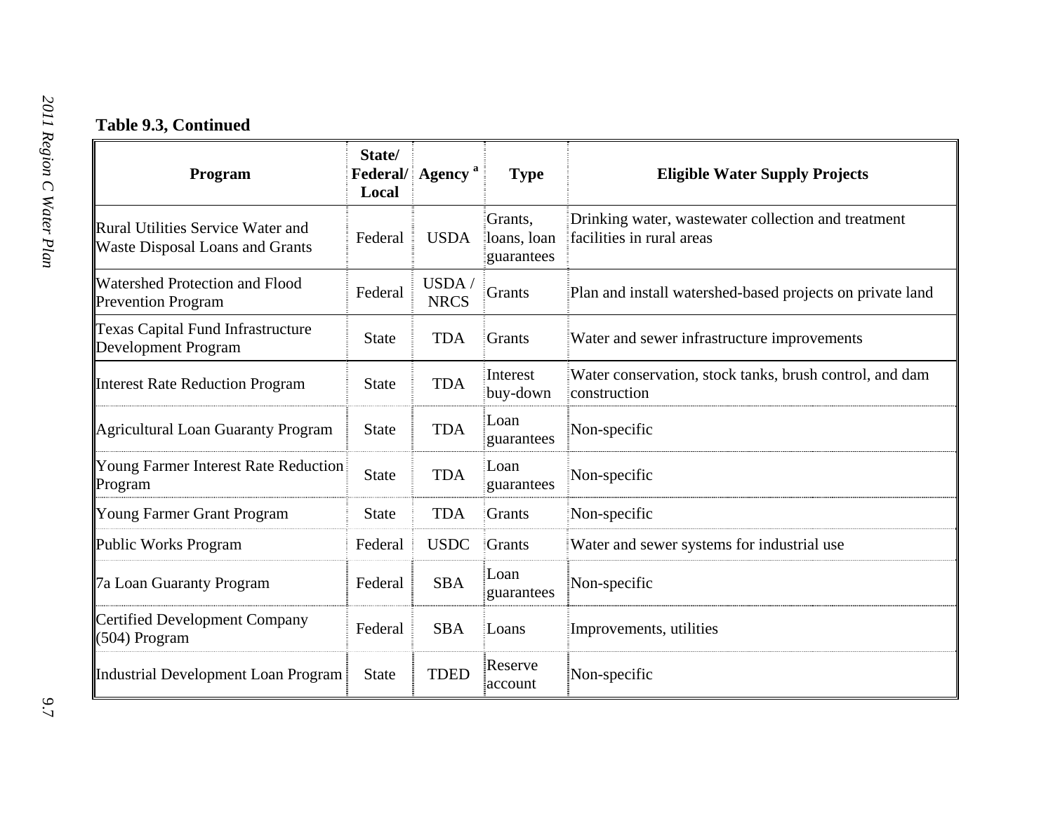**Table 9.3, Continued**

| Program | State/ Federal/ Local | Agency [a] | Type | Eligible Water Supply Projects |
|---|---|---|---|---|
| Rural Utilities Service Water and Waste Disposal Loans and Grants | Federal | USDA | Grants, loans, loan guarantees | Drinking water, wastewater collection and treatment facilities in rural areas |
| Watershed Protection and Flood Prevention Program | Federal | USDA / NRCS | Grants | Plan and install watershed-based projects on private land |
| Texas Capital Fund Infrastructure Development Program | State | TDA | Grants | Water and sewer infrastructure improvements |
| Interest Rate Reduction Program | State | TDA | Interest buy-down | Water conservation, stock tanks, brush control, and dam construction |
| Agricultural Loan Guaranty Program | State | TDA | Loan guarantees | Non-specific |
| Young Farmer Interest Rate Reduction Program | State | TDA | Loan guarantees | Non-specific |
| Young Farmer Grant Program | State | TDA | Grants | Non-specific |
| Public Works Program | Federal | USDC | Grants | Water and sewer systems for industrial use |
| 7a Loan Guaranty Program | Federal | SBA | Loan guarantees | Non-specific |
| Certified Development Company (504) Program | Federal | SBA | Loans | Improvements, utilities |
| Industrial Development Loan Program | State | TDED | Reserve account | Non-specific |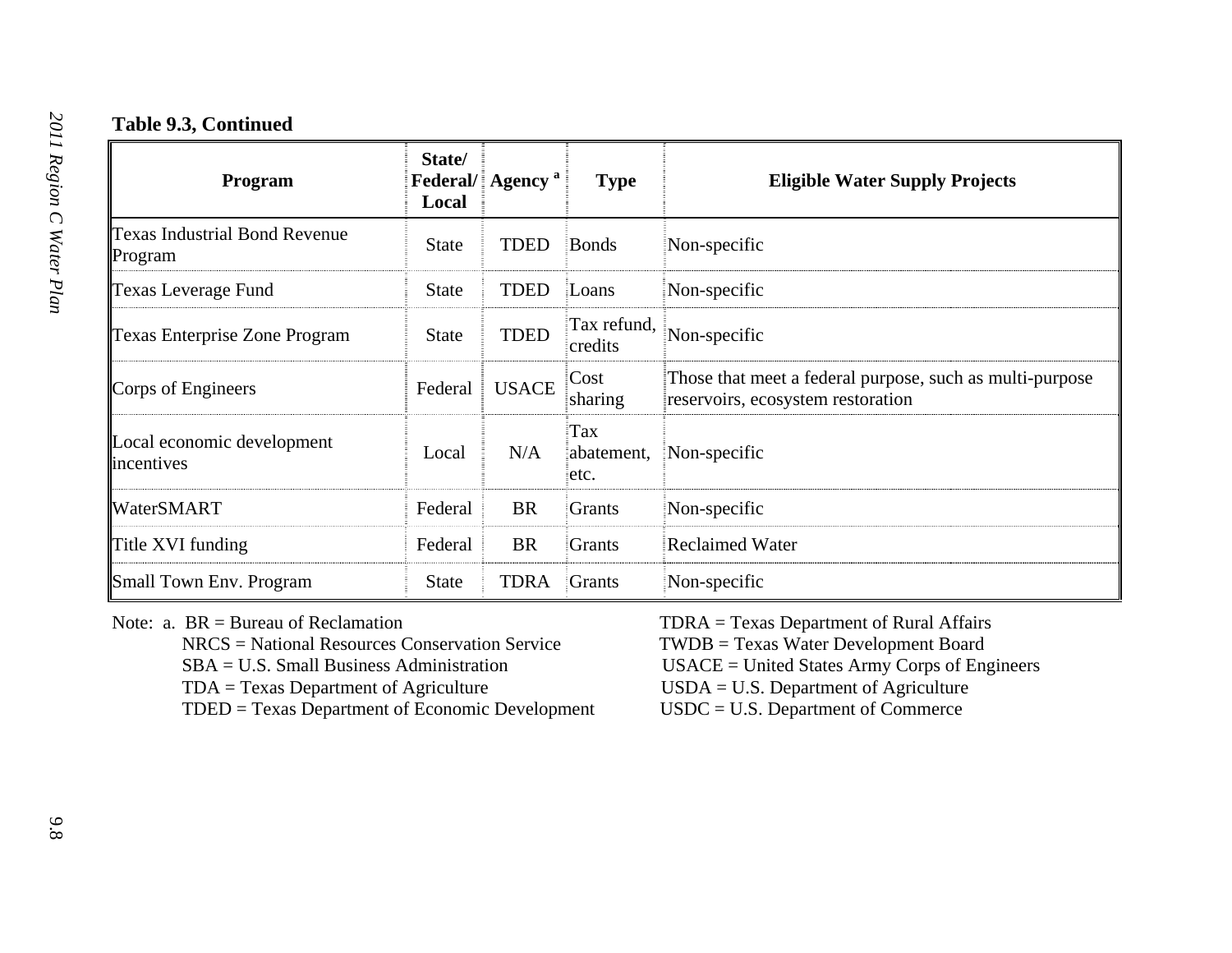**Table 9.3, Continued**

| Program | State/ Federal/ Local | Agency [a] | Type | Eligible Water Supply Projects |
|---|---|---|---|---|
| Texas Industrial Bond Revenue Program | State | TDED | Bonds | Non-specific |
| Texas Leverage Fund | State | TDED | Loans | Non-specific |
| Texas Enterprise Zone Program | State | TDED | Tax refund, credits | Non-specific |
| Corps of Engineers | Federal | USACE | Cost sharing | Those that meet a federal purpose, such as multi-purpose reservoirs, ecosystem restoration |
| Local economic development incentives | Local | N/A | Tax abatement, etc. | Non-specific |
| WaterSMART | Federal | BR | Grants | Non-specific |
| Title XVI funding | Federal | BR | Grants | Reclaimed Water |
| Small Town Env. Program | State | TDRA | Grants | Non-specific |

Note: a. BR = Bureau of Reclamation
NRCS = National Resources Conservation Service
SBA = U.S. Small Business Administration
TDA = Texas Department of Agriculture
TDED = Texas Department of Economic Development
TDRA = Texas Department of Rural Affairs
TWDB = Texas Water Development Board
USACE = United States Army Corps of Engineers
USDA = U.S. Department of Agriculture
USDC = U.S. Department of Commerce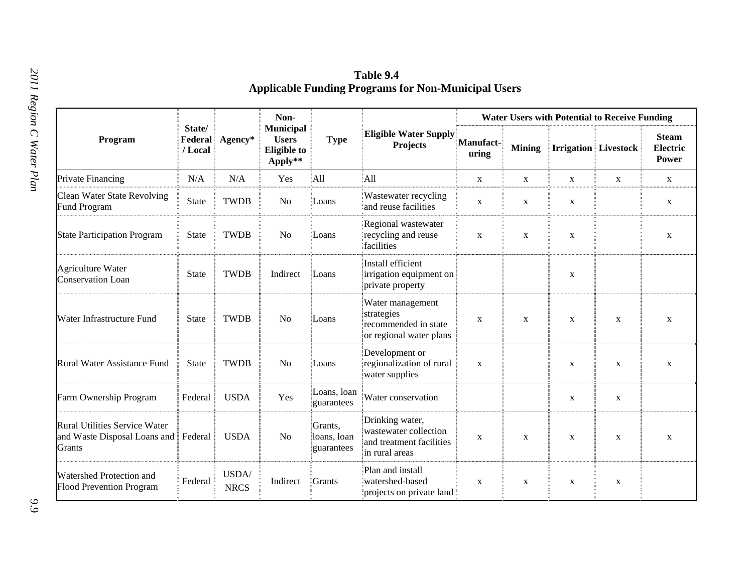**Table 9.4**
**Applicable Funding Programs for Non-Municipal Users**

| Program | State/ Federal / Local | Agency* | Non-Municipal Users Eligible to Apply** | Type | Eligible Water Supply Projects | Water Users with Potential to Receive Funding | | | | |
|---|---|---|---|---|---|---|---|---|---|---|
| | | | | | | Manufact-uring | Mining | Irrigation | Livestock | Steam Electric Power |
| Private Financing | N/A | N/A | Yes | All | All | x | x | x | x | x |
| Clean Water State Revolving Fund Program | State | TWDB | No | Loans | Wastewater recycling and reuse facilities | x | x | x | | x |
| State Participation Program | State | TWDB | No | Loans | Regional wastewater recycling and reuse facilities | x | x | x | | x |
| Agriculture Water Conservation Loan | State | TWDB | Indirect | Loans | Install efficient irrigation equipment on private property | | | x | | |
| Water Infrastructure Fund | State | TWDB | No | Loans | Water management strategies recommended in state or regional water plans | x | x | x | x | x |
| Rural Water Assistance Fund | State | TWDB | No | Loans | Development or regionalization of rural water supplies | x | | x | x | x |
| Farm Ownership Program | Federal | USDA | Yes | Loans, loan guarantees | Water conservation | | | x | x | |
| Rural Utilities Service Water and Waste Disposal Loans and Grants | Federal | USDA | No | Grants, loans, loan guarantees | Drinking water, wastewater collection and treatment facilities in rural areas | x | x | x | x | x |
| Watershed Protection and Flood Prevention Program | Federal | USDA/ NRCS | Indirect | Grants | Plan and install watershed-based projects on private land | x | x | x | x | |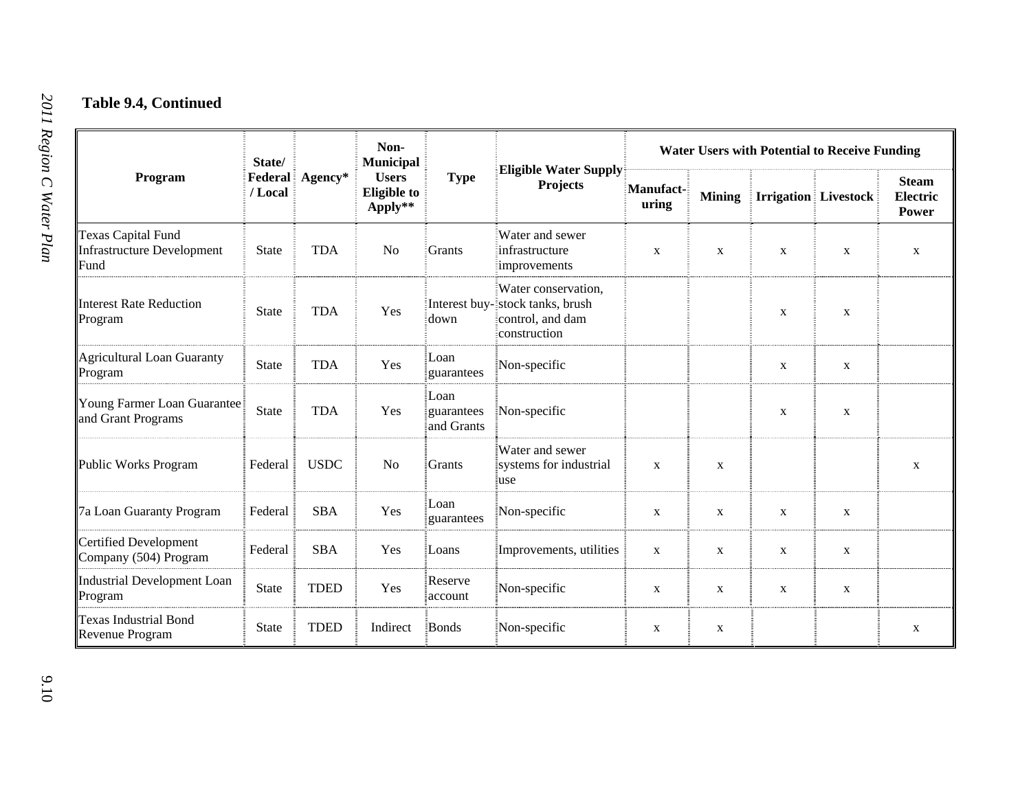**Table 9.4, Continued**

| Program | State/ Federal / Local | Agency* | Non-Municipal Users Eligible to Apply** | Type | Eligible Water Supply Projects | Water Users with Potential to Receive Funding | | | | |
|---|---|---|---|---|---|---|---|---|---|---|
| | | | | | | Manufact-uring | Mining | Irrigation | Livestock | Steam Electric Power |
| Texas Capital Fund Infrastructure Development Fund | State | TDA | No | Grants | Water and sewer infrastructure improvements | x | x | x | x | x |
| Interest Rate Reduction Program | State | TDA | Yes | Interest buy-down | Water conservation, stock tanks, brush control, and dam construction | | | x | x | |
| Agricultural Loan Guaranty Program | State | TDA | Yes | Loan guarantees | Non-specific | | | x | x | |
| Young Farmer Loan Guarantee and Grant Programs | State | TDA | Yes | Loan guarantees and Grants | Non-specific | | | x | x | |
| Public Works Program | Federal | USDC | No | Grants | Water and sewer systems for industrial use | x | x | | | x |
| 7a Loan Guaranty Program | Federal | SBA | Yes | Loan guarantees | Non-specific | x | x | x | x | |
| Certified Development Company (504) Program | Federal | SBA | Yes | Loans | Improvements, utilities | x | x | x | x | |
| Industrial Development Loan Program | State | TDED | Yes | Reserve account | Non-specific | x | x | x | x | |
| Texas Industrial Bond Revenue Program | State | TDED | Indirect | Bonds | Non-specific | x | x | | | x |